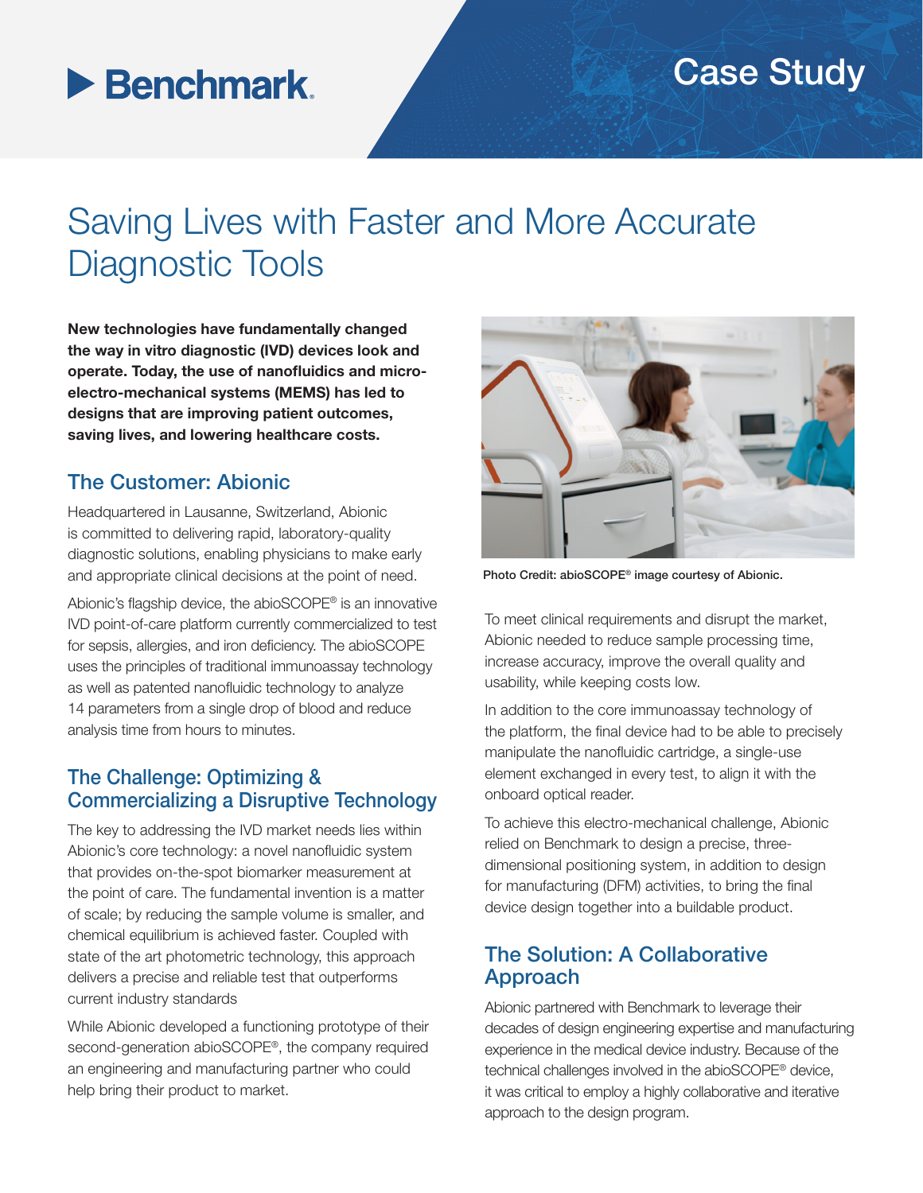Benchmark

Case Study

# Saving Lives with Faster and More Accurate Diagnostic Tools

**New technologies have fundamentally changed the way in vitro diagnostic (IVD) devices look and operate. Today, the use of nanofluidics and micro-electro-mechanical systems (MEMS) has led to designs that are improving patient outcomes, saving lives, and lowering healthcare costs.**

## The Customer: Abionic

Headquartered in Lausanne, Switzerland, Abionic is committed to delivering rapid, laboratory-quality diagnostic solutions, enabling physicians to make early and appropriate clinical decisions at the point of need.

Abionic's flagship device, the abioSCOPE® is an innovative IVD point-of-care platform currently commercialized to test for sepsis, allergies, and iron deficiency. The abioSCOPE uses the principles of traditional immunoassay technology as well as patented nanofluidic technology to analyze 14 parameters from a single drop of blood and reduce analysis time from hours to minutes.

## The Challenge: Optimizing & Commercializing a Disruptive Technology

The key to addressing the IVD market needs lies within Abionic's core technology: a novel nanofluidic system that provides on-the-spot biomarker measurement at the point of care. The fundamental invention is a matter of scale; by reducing the sample volume is smaller, and chemical equilibrium is achieved faster. Coupled with state of the art photometric technology, this approach delivers a precise and reliable test that outperforms current industry standards

While Abionic developed a functioning prototype of their second-generation abioSCOPE®, the company required an engineering and manufacturing partner who could help bring their product to market.

Photo Credit: abioSCOPE® image courtesy of Abionic.

To meet clinical requirements and disrupt the market, Abionic needed to reduce sample processing time, increase accuracy, improve the overall quality and usability, while keeping costs low.

In addition to the core immunoassay technology of the platform, the final device had to be able to precisely manipulate the nanofluidic cartridge, a single-use element exchanged in every test, to align it with the onboard optical reader.

To achieve this electro-mechanical challenge, Abionic relied on Benchmark to design a precise, three-dimensional positioning system, in addition to design for manufacturing (DFM) activities, to bring the final device design together into a buildable product.

## The Solution: A Collaborative Approach

Abionic partnered with Benchmark to leverage their decades of design engineering expertise and manufacturing experience in the medical device industry. Because of the technical challenges involved in the abioSCOPE® device, it was critical to employ a highly collaborative and iterative approach to the design program.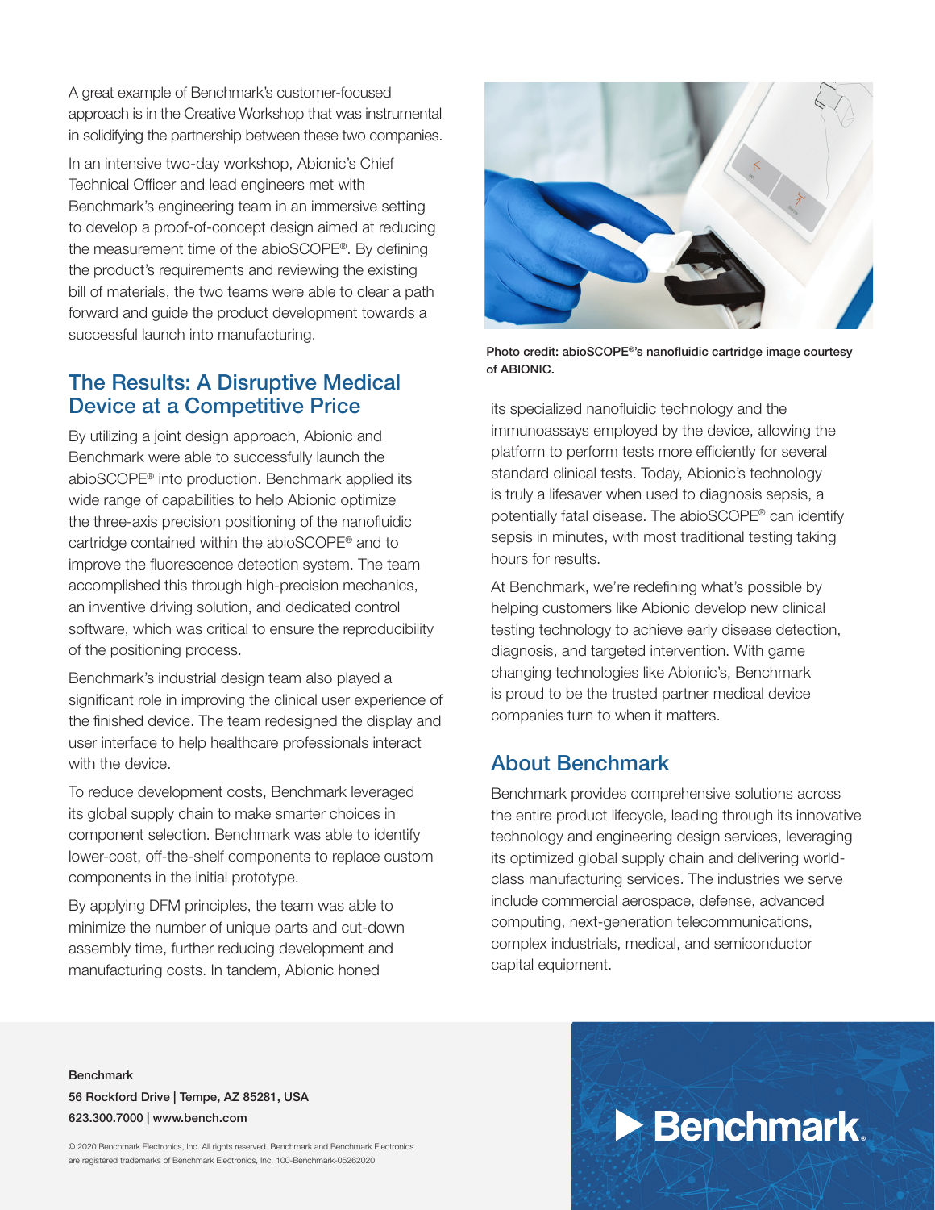A great example of Benchmark's customer-focused approach is in the Creative Workshop that was instrumental in solidifying the partnership between these two companies.

In an intensive two-day workshop, Abionic's Chief Technical Officer and lead engineers met with Benchmark's engineering team in an immersive setting to develop a proof-of-concept design aimed at reducing the measurement time of the abioSCOPE®. By defining the product's requirements and reviewing the existing bill of materials, the two teams were able to clear a path forward and guide the product development towards a successful launch into manufacturing.

## The Results: A Disruptive Medical Device at a Competitive Price

By utilizing a joint design approach, Abionic and Benchmark were able to successfully launch the abioSCOPE® into production. Benchmark applied its wide range of capabilities to help Abionic optimize the three-axis precision positioning of the nanofluidic cartridge contained within the abioSCOPE® and to improve the fluorescence detection system. The team accomplished this through high-precision mechanics, an inventive driving solution, and dedicated control software, which was critical to ensure the reproducibility of the positioning process.

Benchmark's industrial design team also played a significant role in improving the clinical user experience of the finished device. The team redesigned the display and user interface to help healthcare professionals interact with the device.

To reduce development costs, Benchmark leveraged its global supply chain to make smarter choices in component selection. Benchmark was able to identify lower-cost, off-the-shelf components to replace custom components in the initial prototype.

By applying DFM principles, the team was able to minimize the number of unique parts and cut-down assembly time, further reducing development and manufacturing costs. In tandem, Abionic honed its specialized nanofluidic technology and the immunoassays employed by the device, allowing the platform to perform tests more efficiently for several standard clinical tests. Today, Abionic's technology is truly a lifesaver when used to diagnosis sepsis, a potentially fatal disease. The abioSCOPE® can identify sepsis in minutes, with most traditional testing taking hours for results.

**Photo credit: abioSCOPE®'s nanofluidic cartridge image courtesy of ABIONIC.**

At Benchmark, we're redefining what's possible by helping customers like Abionic develop new clinical testing technology to achieve early disease detection, diagnosis, and targeted intervention. With game changing technologies like Abionic's, Benchmark is proud to be the trusted partner medical device companies turn to when it matters.

## About Benchmark

Benchmark provides comprehensive solutions across the entire product lifecycle, leading through its innovative technology and engineering design services, leveraging its optimized global supply chain and delivering world-class manufacturing services. The industries we serve include commercial aerospace, defense, advanced computing, next-generation telecommunications, complex industrials, medical, and semiconductor capital equipment.

**Benchmark**
**56 Rockford Drive | Tempe, AZ 85281, USA**
**623.300.7000 | www.bench.com**

© 2020 Benchmark Electronics, Inc. All rights reserved. Benchmark and Benchmark Electronics are registered trademarks of Benchmark Electronics, Inc. 100-Benchmark-05262020

Benchmark.